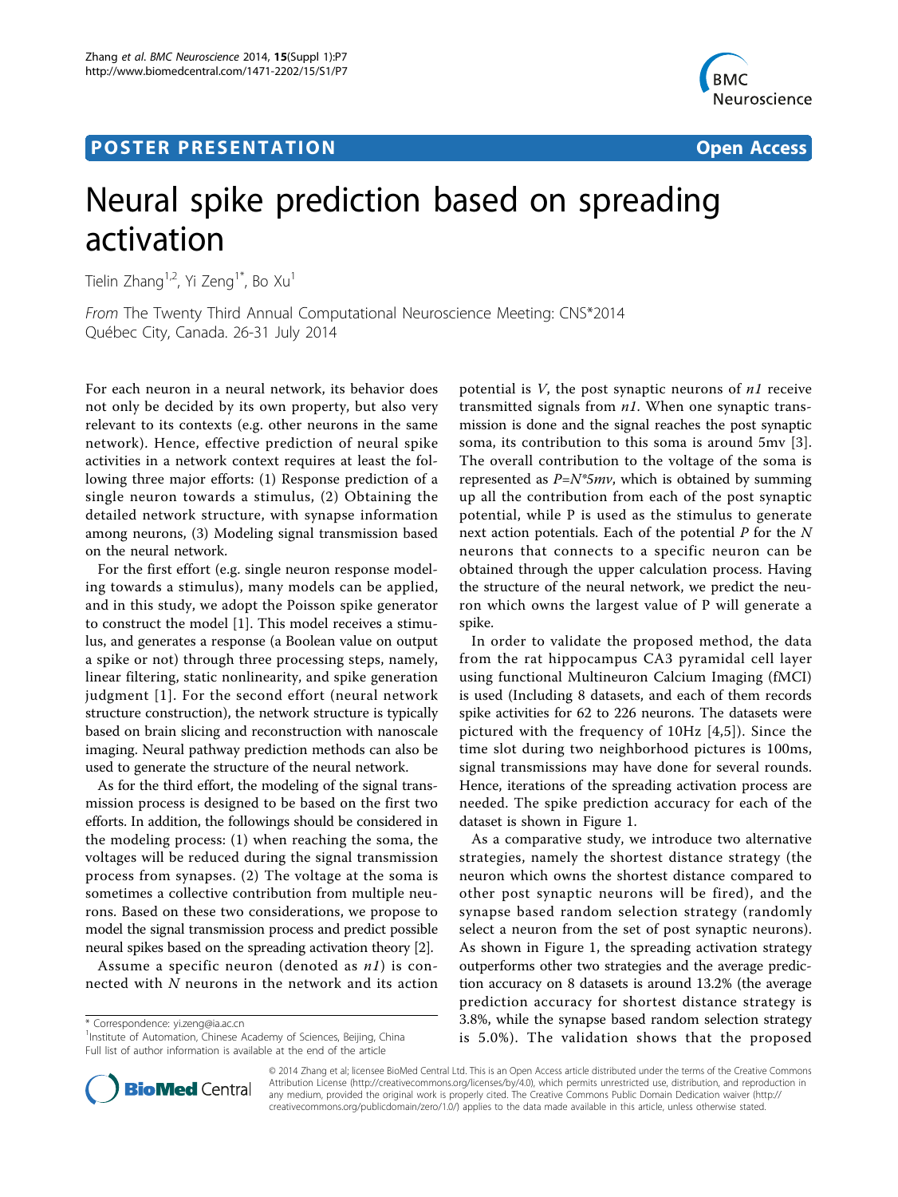POSTER PRESENTATION

Open Access

# Neural spike prediction based on spreading activation

Tielin Zhang[1,2], Yi Zeng[1*], Bo Xu[1]

*From* The Twenty Third Annual Computational Neuroscience Meeting: CNS*2014
Québec City, Canada. 26-31 July 2014

For each neuron in a neural network, its behavior does not only be decided by its own property, but also very relevant to its contexts (e.g. other neurons in the same network). Hence, effective prediction of neural spike activities in a network context requires at least the following three major efforts: (1) Response prediction of a single neuron towards a stimulus, (2) Obtaining the detailed network structure, with synapse information among neurons, (3) Modeling signal transmission based on the neural network.

For the first effort (e.g. single neuron response modeling towards a stimulus), many models can be applied, and in this study, we adopt the Poisson spike generator to construct the model [1]. This model receives a stimulus, and generates a response (a Boolean value on output a spike or not) through three processing steps, namely, linear filtering, static nonlinearity, and spike generation judgment [1]. For the second effort (neural network structure construction), the network structure is typically based on brain slicing and reconstruction with nanoscale imaging. Neural pathway prediction methods can also be used to generate the structure of the neural network.

As for the third effort, the modeling of the signal transmission process is designed to be based on the first two efforts. In addition, the followings should be considered in the modeling process: (1) when reaching the soma, the voltages will be reduced during the signal transmission process from synapses. (2) The voltage at the soma is sometimes a collective contribution from multiple neurons. Based on these two considerations, we propose to model the signal transmission process and predict possible neural spikes based on the spreading activation theory [2].

Assume a specific neuron (denoted as $n1$) is connected with $N$ neurons in the network and its action potential is $V$, the post synaptic neurons of $n1$ receive transmitted signals from $n1$. When one synaptic transmission is done and the signal reaches the post synaptic soma, its contribution to this soma is around 5mv [3]. The overall contribution to the voltage of the soma is represented as $P=N*5mv$, which is obtained by summing up all the contribution from each of the post synaptic potential, while P is used as the stimulus to generate next action potentials. Each of the potential $P$ for the $N$ neurons that connects to a specific neuron can be obtained through the upper calculation process. Having the structure of the neural network, we predict the neuron which owns the largest value of P will generate a spike.

In order to validate the proposed method, the data from the rat hippocampus CA3 pyramidal cell layer using functional Multineuron Calcium Imaging (fMCI) is used (Including 8 datasets, and each of them records spike activities for 62 to 226 neurons. The datasets were pictured with the frequency of 10Hz [4,5]). Since the time slot during two neighborhood pictures is 100ms, signal transmissions may have done for several rounds. Hence, iterations of the spreading activation process are needed. The spike prediction accuracy for each of the dataset is shown in Figure 1.

As a comparative study, we introduce two alternative strategies, namely the shortest distance strategy (the neuron which owns the shortest distance compared to other post synaptic neurons will be fired), and the synapse based random selection strategy (randomly select a neuron from the set of post synaptic neurons). As shown in Figure 1, the spreading activation strategy outperforms other two strategies and the average prediction accuracy on 8 datasets is around 13.2% (the average prediction accuracy for shortest distance strategy is 3.8%, while the synapse based random selection strategy is 5.0%). The validation shows that the proposed

\* Correspondence: yi.zeng@ia.ac.cn
[1]Institute of Automation, Chinese Academy of Sciences, Beijing, China
Full list of author information is available at the end of the article

© 2014 Zhang et al; licensee BioMed Central Ltd. This is an Open Access article distributed under the terms of the Creative Commons Attribution License (http://creativecommons.org/licenses/by/4.0), which permits unrestricted use, distribution, and reproduction in any medium, provided the original work is properly cited. The Creative Commons Public Domain Dedication waiver (http://creativecommons.org/publicdomain/zero/1.0/) applies to the data made available in this article, unless otherwise stated.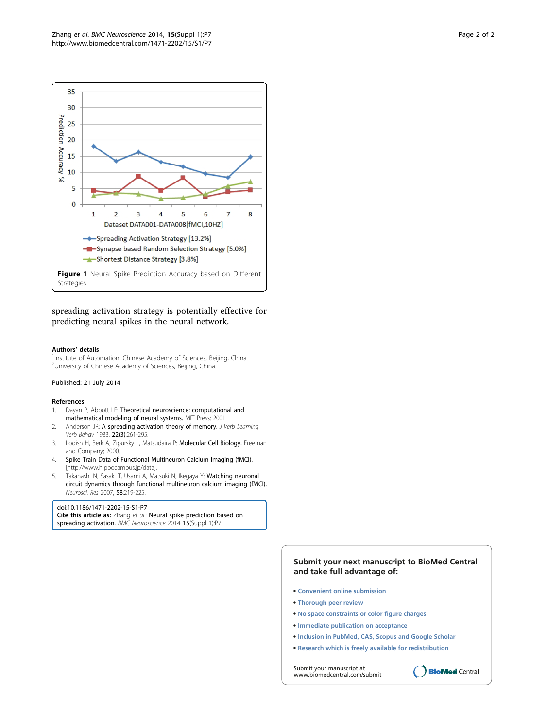35
30
25
20
15
10
5
0

Prediction Accuracy %

1 2 3 4 5 6 7 8

Dataset DATA001-DATA008[fMCI,10HZ]

Spreading Activation Strategy [13.2%]

Synapse based Random Selection Strategy [5.0%]

Shortest Distance Strategy [3.8%]

**Figure 1** Neural Spike Prediction Accuracy based on Different Strategies

spreading activation strategy is potentially effective for predicting neural spikes in the neural network.

### Authors' details

[1]Institute of Automation, Chinese Academy of Sciences, Beijing, China.
[2]University of Chinese Academy of Sciences, Beijing, China.

Published: 21 July 2014

### References

1. Dayan P, Abbott LF: **Theoretical neuroscience: computational and mathematical modeling of neural systems.** MIT Press; 2001.
2. Anderson JR: **A spreading activation theory of memory.** *J Verb Learning Verb Behav* 1983, **22(3)**:261-295.
3. Lodish H, Berk A, Zipursky L, Matsudaira P: **Molecular Cell Biology.** Freeman and Company; 2000.
4. **Spike Train Data of Functional Multineuron Calcium Imaging (fMCI).** [http://www.hippocampus.jp/data].
5. Takahashi N, Sasaki T, Usami A, Matsuki N, Ikegaya Y: **Watching neuronal circuit dynamics through functional multineuron calcium imaging (fMCI).** *Neurosci. Res* 2007, **58**:219-225.

doi:10.1186/1471-2202-15-S1-P7
**Cite this article as:** Zhang *et al.*: Neural spike prediction based on spreading activation. *BMC Neuroscience* 2014 **15**(Suppl 1):P7.

**Submit your next manuscript to BioMed Central and take full advantage of:**

- Convenient online submission
- Thorough peer review
- No space constraints or color figure charges
- Immediate publication on acceptance
- Inclusion in PubMed, CAS, Scopus and Google Scholar
- Research which is freely available for redistribution

Submit your manuscript at
www.biomedcentral.com/submit

BioMed Central